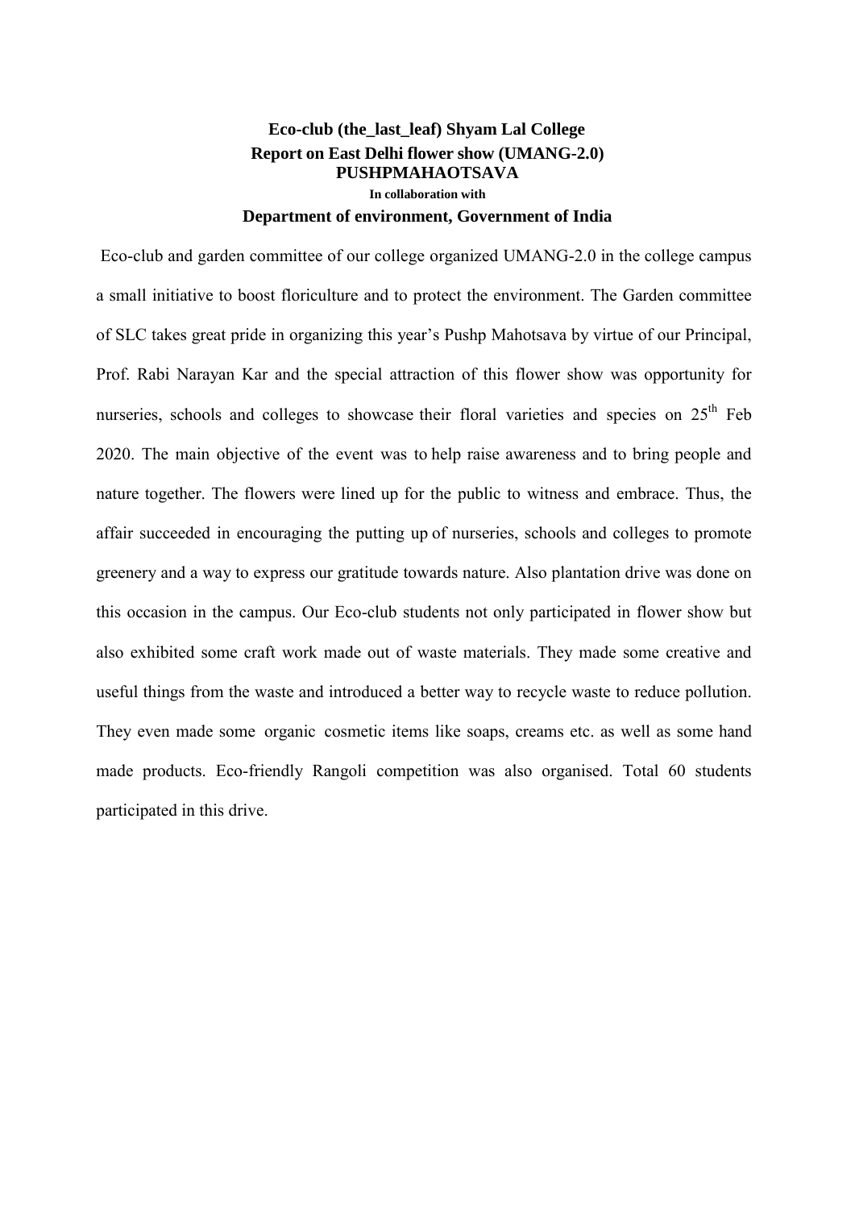# Eco-club (the_last_leaf) Shyam Lal College

## Report on East Delhi flower show (UMANG-2.0)

## PUSHPMAHAOTSAVA

**In collaboration with**

## Department of environment, Government of India

Eco-club and garden committee of our college organized UMANG-2.0 in the college campus a small initiative to boost floriculture and to protect the environment. The Garden committee of SLC takes great pride in organizing this year's Pushp Mahotsava by virtue of our Principal, Prof. Rabi Narayan Kar and the special attraction of this flower show was opportunity for nurseries, schools and colleges to showcase their floral varieties and species on 25th Feb 2020. The main objective of the event was to help raise awareness and to bring people and nature together. The flowers were lined up for the public to witness and embrace. Thus, the affair succeeded in encouraging the putting up of nurseries, schools and colleges to promote greenery and a way to express our gratitude towards nature. Also plantation drive was done on this occasion in the campus. Our Eco-club students not only participated in flower show but also exhibited some craft work made out of waste materials. They made some creative and useful things from the waste and introduced a better way to recycle waste to reduce pollution. They even made some organic cosmetic items like soaps, creams etc. as well as some hand made products. Eco-friendly Rangoli competition was also organised. Total 60 students participated in this drive.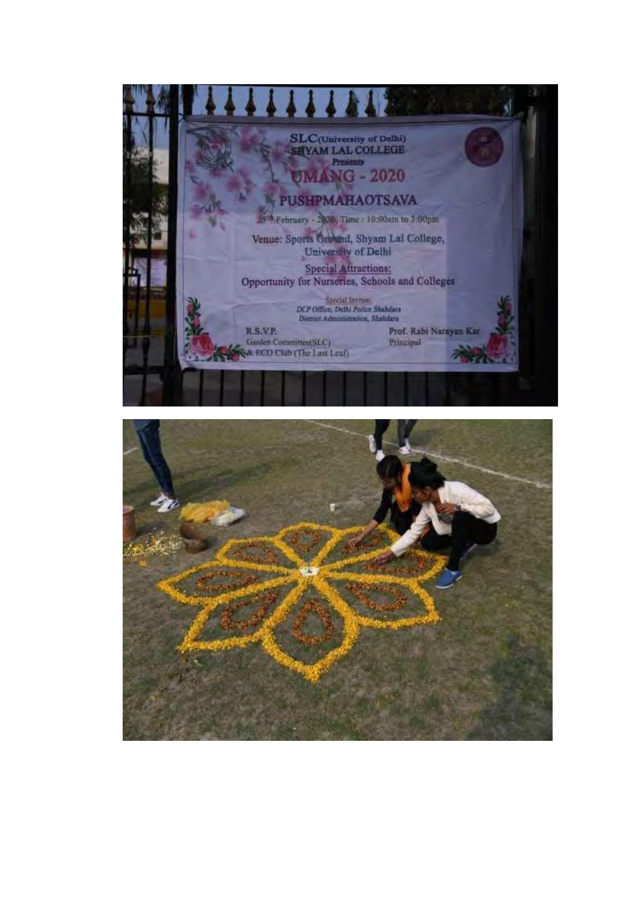SLC(University of Delhi)
SHYAM LAL COLLEGE
*Presents*

# UMANG - 2020

## PUSHPMAHAOTSAVA

25th February - 2020, Time : 10:00am to 3:00pm

Venue: Sports Ground, Shyam Lal College, University of Delhi

Special Attractions:
Opportunity for Nurseries, Schools and Colleges

Special Invitee:
*DCP Office, Delhi Police Shahdara*
*District Administration, Shahdara*

R.S.V.P.
Garden Committee(SLC)
& ECO Club (The Last Leaf)

Prof. Rabi Narayan Kar
Principal